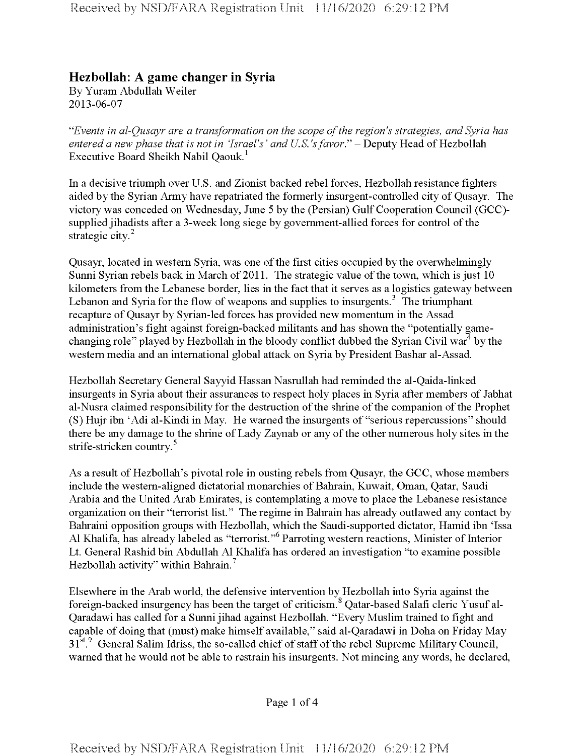## Hezbollah: A game changer in Syria

By Yuram Abdullah Weiler
2013-06-07

*"Events in al-Qusayr are a transformation on the scope of the region's strategies, and Syria has entered a new phase that is not in 'Israel's' and U.S.'s favor."* – Deputy Head of Hezbollah Executive Board Sheikh Nabil Qaouk.[1]

In a decisive triumph over U.S. and Zionist backed rebel forces, Hezbollah resistance fighters aided by the Syrian Army have repatriated the formerly insurgent-controlled city of Qusayr. The victory was conceded on Wednesday, June 5 by the (Persian) Gulf Cooperation Council (GCC)-supplied jihadists after a 3-week long siege by government-allied forces for control of the strategic city.[2]

Qusayr, located in western Syria, was one of the first cities occupied by the overwhelmingly Sunni Syrian rebels back in March of 2011. The strategic value of the town, which is just 10 kilometers from the Lebanese border, lies in the fact that it serves as a logistics gateway between Lebanon and Syria for the flow of weapons and supplies to insurgents.[3] The triumphant recapture of Qusayr by Syrian-led forces has provided new momentum in the Assad administration's fight against foreign-backed militants and has shown the "potentially game-changing role" played by Hezbollah in the bloody conflict dubbed the Syrian Civil war[4] by the western media and an international global attack on Syria by President Bashar al-Assad.

Hezbollah Secretary General Sayyid Hassan Nasrullah had reminded the al-Qaida-linked insurgents in Syria about their assurances to respect holy places in Syria after members of Jabhat al-Nusra claimed responsibility for the destruction of the shrine of the companion of the Prophet (S) Hujr ibn 'Adi al-Kindi in May. He warned the insurgents of "serious repercussions" should there be any damage to the shrine of Lady Zaynab or any of the other numerous holy sites in the strife-stricken country.[5]

As a result of Hezbollah's pivotal role in ousting rebels from Qusayr, the GCC, whose members include the western-aligned dictatorial monarchies of Bahrain, Kuwait, Oman, Qatar, Saudi Arabia and the United Arab Emirates, is contemplating a move to place the Lebanese resistance organization on their "terrorist list." The regime in Bahrain has already outlawed any contact by Bahraini opposition groups with Hezbollah, which the Saudi-supported dictator, Hamid ibn 'Issa Al Khalifa, has already labeled as "terrorist."[6] Parroting western reactions, Minister of Interior Lt. General Rashid bin Abdullah Al Khalifa has ordered an investigation "to examine possible Hezbollah activity" within Bahrain.[7]

Elsewhere in the Arab world, the defensive intervention by Hezbollah into Syria against the foreign-backed insurgency has been the target of criticism.[8] Qatar-based Salafi cleric Yusuf al-Qaradawi has called for a Sunni jihad against Hezbollah. "Every Muslim trained to fight and capable of doing that (must) make himself available," said al-Qaradawi in Doha on Friday May 31st.[9] General Salim Idriss, the so-called chief of staff of the rebel Supreme Military Council, warned that he would not be able to restrain his insurgents. Not mincing any words, he declared,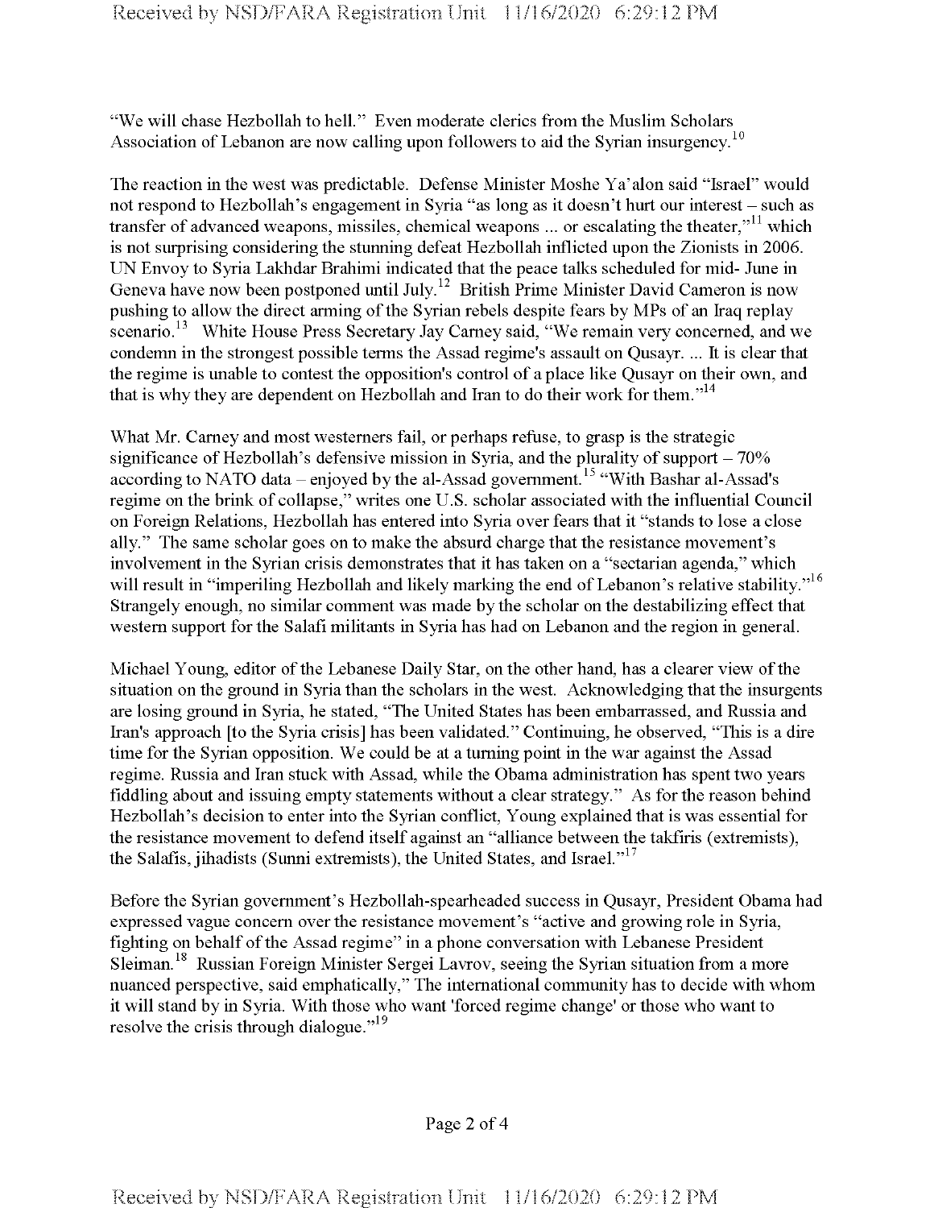"We will chase Hezbollah to hell." Even moderate clerics from the Muslim Scholars Association of Lebanon are now calling upon followers to aid the Syrian insurgency.[10]

The reaction in the west was predictable. Defense Minister Moshe Ya'alon said "Israel" would not respond to Hezbollah's engagement in Syria "as long as it doesn't hurt our interest – such as transfer of advanced weapons, missiles, chemical weapons ... or escalating the theater,"[11] which is not surprising considering the stunning defeat Hezbollah inflicted upon the Zionists in 2006. UN Envoy to Syria Lakhdar Brahimi indicated that the peace talks scheduled for mid- June in Geneva have now been postponed until July.[12] British Prime Minister David Cameron is now pushing to allow the direct arming of the Syrian rebels despite fears by MPs of an Iraq replay scenario.[13] White House Press Secretary Jay Carney said, "We remain very concerned, and we condemn in the strongest possible terms the Assad regime's assault on Qusayr. ... It is clear that the regime is unable to contest the opposition's control of a place like Qusayr on their own, and that is why they are dependent on Hezbollah and Iran to do their work for them."[14]

What Mr. Carney and most westerners fail, or perhaps refuse, to grasp is the strategic significance of Hezbollah's defensive mission in Syria, and the plurality of support – 70% according to NATO data – enjoyed by the al-Assad government.[15] "With Bashar al-Assad's regime on the brink of collapse," writes one U.S. scholar associated with the influential Council on Foreign Relations, Hezbollah has entered into Syria over fears that it "stands to lose a close ally." The same scholar goes on to make the absurd charge that the resistance movement's involvement in the Syrian crisis demonstrates that it has taken on a "sectarian agenda," which will result in "imperiling Hezbollah and likely marking the end of Lebanon's relative stability."[16] Strangely enough, no similar comment was made by the scholar on the destabilizing effect that western support for the Salafi militants in Syria has had on Lebanon and the region in general.

Michael Young, editor of the Lebanese Daily Star, on the other hand, has a clearer view of the situation on the ground in Syria than the scholars in the west. Acknowledging that the insurgents are losing ground in Syria, he stated, "The United States has been embarrassed, and Russia and Iran's approach [to the Syria crisis] has been validated." Continuing, he observed, "This is a dire time for the Syrian opposition. We could be at a turning point in the war against the Assad regime. Russia and Iran stuck with Assad, while the Obama administration has spent two years fiddling about and issuing empty statements without a clear strategy." As for the reason behind Hezbollah's decision to enter into the Syrian conflict, Young explained that is was essential for the resistance movement to defend itself against an "alliance between the takfiris (extremists), the Salafis, jihadists (Sunni extremists), the United States, and Israel."[17]

Before the Syrian government's Hezbollah-spearheaded success in Qusayr, President Obama had expressed vague concern over the resistance movement's "active and growing role in Syria, fighting on behalf of the Assad regime" in a phone conversation with Lebanese President Sleiman.[18] Russian Foreign Minister Sergei Lavrov, seeing the Syrian situation from a more nuanced perspective, said emphatically," The international community has to decide with whom it will stand by in Syria. With those who want 'forced regime change' or those who want to resolve the crisis through dialogue."[19]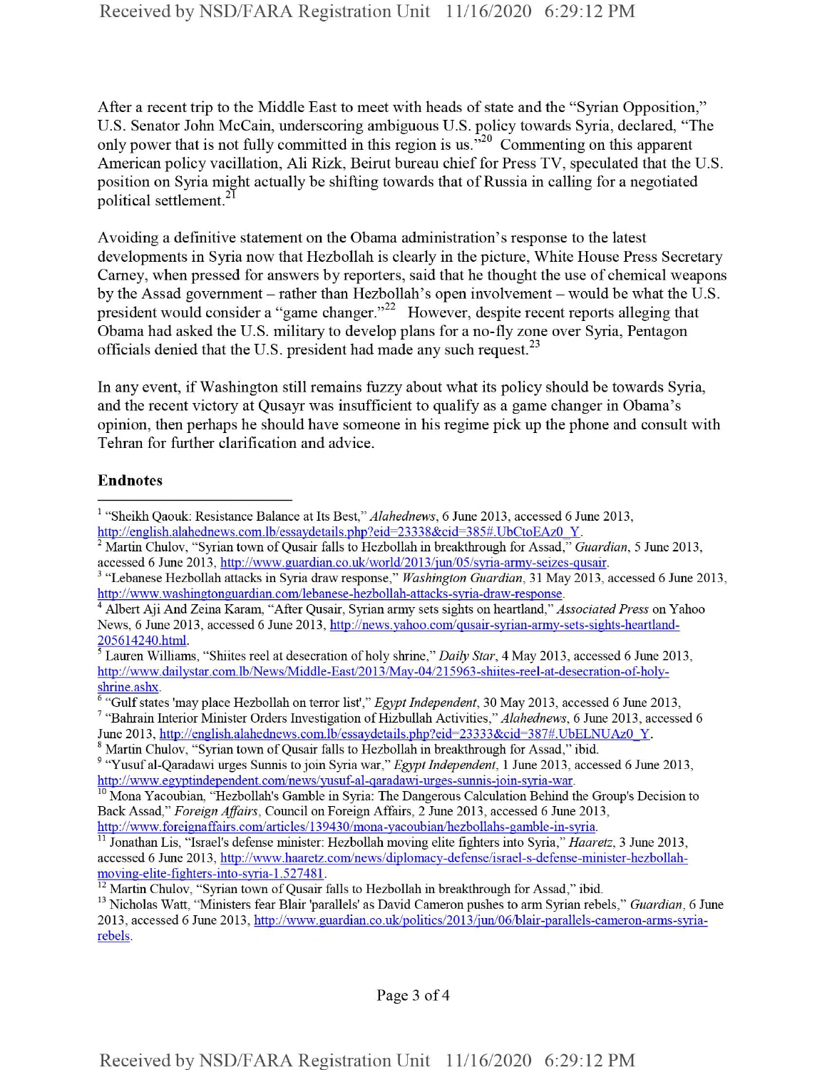After a recent trip to the Middle East to meet with heads of state and the "Syrian Opposition," U.S. Senator John McCain, underscoring ambiguous U.S. policy towards Syria, declared, "The only power that is not fully committed in this region is us."[20] Commenting on this apparent American policy vacillation, Ali Rizk, Beirut bureau chief for Press TV, speculated that the U.S. position on Syria might actually be shifting towards that of Russia in calling for a negotiated political settlement.[21]

Avoiding a definitive statement on the Obama administration's response to the latest developments in Syria now that Hezbollah is clearly in the picture, White House Press Secretary Carney, when pressed for answers by reporters, said that he thought the use of chemical weapons by the Assad government – rather than Hezbollah's open involvement – would be what the U.S. president would consider a "game changer."[22] However, despite recent reports alleging that Obama had asked the U.S. military to develop plans for a no-fly zone over Syria, Pentagon officials denied that the U.S. president had made any such request.[23]

In any event, if Washington still remains fuzzy about what its policy should be towards Syria, and the recent victory at Qusayr was insufficient to qualify as a game changer in Obama's opinion, then perhaps he should have someone in his regime pick up the phone and consult with Tehran for further clarification and advice.

## Endnotes

---

[1] "Sheikh Qaouk: Resistance Balance at Its Best," *Alahednews*, 6 June 2013, accessed 6 June 2013, http://english.alahednews.com.lb/essaydetails.php?eid=23338&cid=385#.UbCtoEAz0_Y.

[2] Martin Chulov, "Syrian town of Qusair falls to Hezbollah in breakthrough for Assad," *Guardian*, 5 June 2013, accessed 6 June 2013, http://www.guardian.co.uk/world/2013/jun/05/syria-army-seizes-qusair.

[3] "Lebanese Hezbollah attacks in Syria draw response," *Washington Guardian*, 31 May 2013, accessed 6 June 2013, http://www.washingtonguardian.com/lebanese-hezbollah-attacks-syria-draw-response.

[4] Albert Aji And Zeina Karam, "After Qusair, Syrian army sets sights on heartland," *Associated Press* on Yahoo News, 6 June 2013, accessed 6 June 2013, http://news.yahoo.com/qusair-syrian-army-sets-sights-heartland-205614240.html.

[5] Lauren Williams, "Shiites reel at desecration of holy shrine," *Daily Star*, 4 May 2013, accessed 6 June 2013, http://www.dailystar.com.lb/News/Middle-East/2013/May-04/215963-shiites-reel-at-desecration-of-holy-shrine.ashx.

[6] "Gulf states 'may place Hezbollah on terror list'," *Egypt Independent*, 30 May 2013, accessed 6 June 2013,

[7] "Bahrain Interior Minister Orders Investigation of Hizbullah Activities," *Alahednews*, 6 June 2013, accessed 6 June 2013, http://english.alahednews.com.lb/essaydetails.php?eid=23333&cid=387#.UbELNUAz0_Y.

[8] Martin Chulov, "Syrian town of Qusair falls to Hezbollah in breakthrough for Assad," ibid.

[9] "Yusuf al-Qaradawi urges Sunnis to join Syria war," *Egypt Independent*, 1 June 2013, accessed 6 June 2013, http://www.egyptindependent.com/news/yusuf-al-qaradawi-urges-sunnis-join-syria-war.

[10] Mona Yacoubian, "Hezbollah's Gamble in Syria: The Dangerous Calculation Behind the Group's Decision to Back Assad," *Foreign Affairs*, Council on Foreign Affairs, 2 June 2013, accessed 6 June 2013, http://www.foreignaffairs.com/articles/139430/mona-yacoubian/hezbollahs-gamble-in-syria.

[11] Jonathan Lis, "Israel's defense minister: Hezbollah moving elite fighters into Syria," *Haaretz*, 3 June 2013, accessed 6 June 2013, http://www.haaretz.com/news/diplomacy-defense/israel-s-defense-minister-hezbollah-moving-elite-fighters-into-syria-1.527481.

[12] Martin Chulov, "Syrian town of Qusair falls to Hezbollah in breakthrough for Assad," ibid.

[13] Nicholas Watt, "Ministers fear Blair 'parallels' as David Cameron pushes to arm Syrian rebels," *Guardian*, 6 June 2013, accessed 6 June 2013, http://www.guardian.co.uk/politics/2013/jun/06/blair-parallels-cameron-arms-syria-rebels.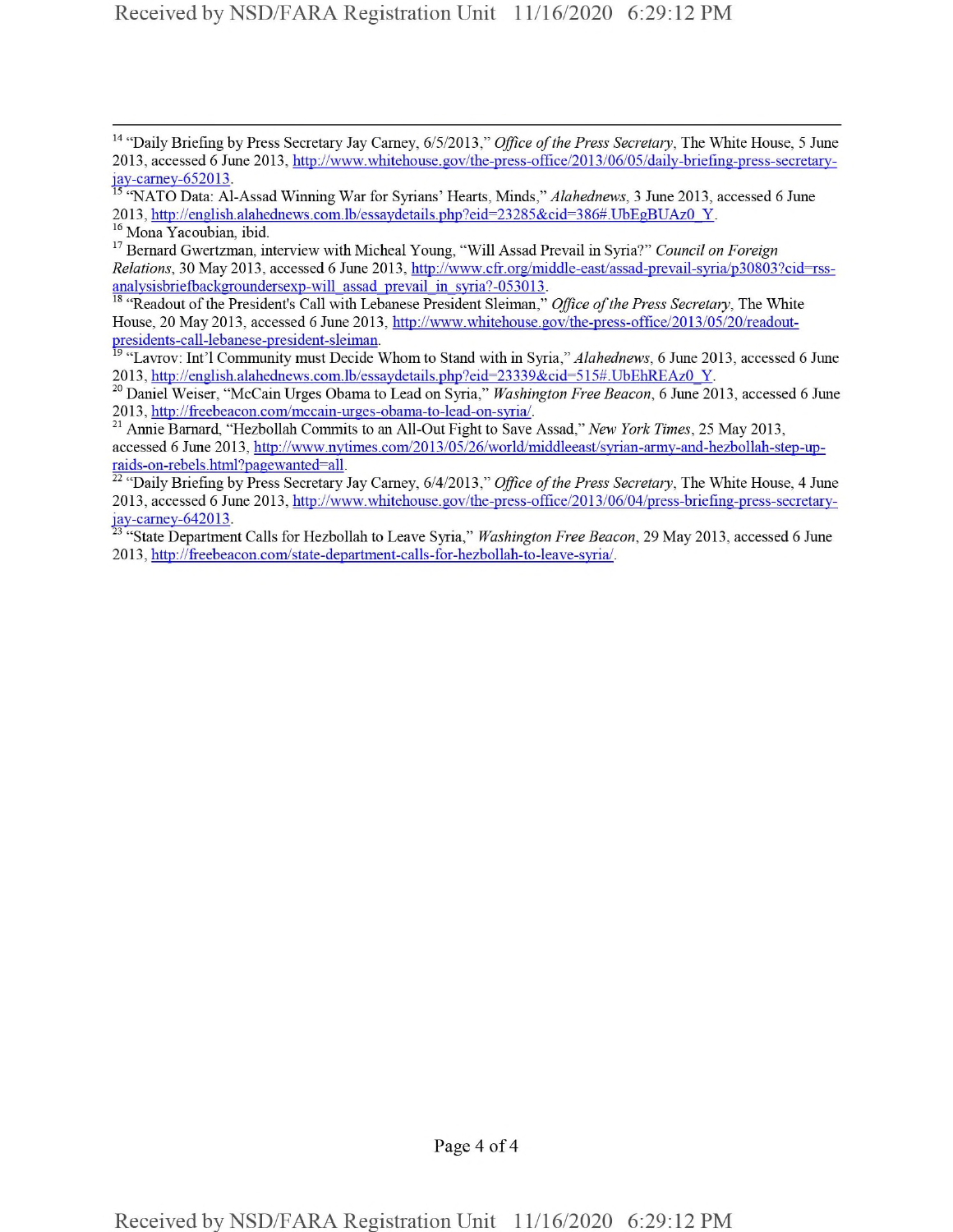[14] "Daily Briefing by Press Secretary Jay Carney, 6/5/2013," *Office of the Press Secretary*, The White House, 5 June 2013, accessed 6 June 2013, http://www.whitehouse.gov/the-press-office/2013/06/05/daily-briefing-press-secretary-jay-carney-652013.

[15] "NATO Data: Al-Assad Winning War for Syrians' Hearts, Minds," *Alahednews*, 3 June 2013, accessed 6 June 2013, http://english.alahednews.com.lb/essaydetails.php?eid=23285&cid=386#.UbEgBUAz0_Y.

[16] Mona Yacoubian, ibid.

[17] Bernard Gwertzman, interview with Micheal Young, "Will Assad Prevail in Syria?" *Council on Foreign Relations*, 30 May 2013, accessed 6 June 2013, http://www.cfr.org/middle-east/assad-prevail-syria/p30803?cid=rss-analysisbriefbackgroundersexp-will_assad_prevail_in_syria?-053013.

[18] "Readout of the President's Call with Lebanese President Sleiman," *Office of the Press Secretary*, The White House, 20 May 2013, accessed 6 June 2013, http://www.whitehouse.gov/the-press-office/2013/05/20/readout-presidents-call-lebanese-president-sleiman.

[19] "Lavrov: Int'l Community must Decide Whom to Stand with in Syria," *Alahednews*, 6 June 2013, accessed 6 June 2013, http://english.alahednews.com.lb/essaydetails.php?eid=23339&cid=515#.UbEhREAz0_Y.

[20] Daniel Weiser, "McCain Urges Obama to Lead on Syria," *Washington Free Beacon*, 6 June 2013, accessed 6 June 2013, http://freebeacon.com/mccain-urges-obama-to-lead-on-syria/.

[21] Annie Barnard, "Hezbollah Commits to an All-Out Fight to Save Assad," *New York Times*, 25 May 2013, accessed 6 June 2013, http://www.nytimes.com/2013/05/26/world/middleeast/syrian-army-and-hezbollah-step-up-raids-on-rebels.html?pagewanted=all.

[22] "Daily Briefing by Press Secretary Jay Carney, 6/4/2013," *Office of the Press Secretary*, The White House, 4 June 2013, accessed 6 June 2013, http://www.whitehouse.gov/the-press-office/2013/06/04/press-briefing-press-secretary-jay-carney-642013.

[23] "State Department Calls for Hezbollah to Leave Syria," *Washington Free Beacon*, 29 May 2013, accessed 6 June 2013, http://freebeacon.com/state-department-calls-for-hezbollah-to-leave-syria/.